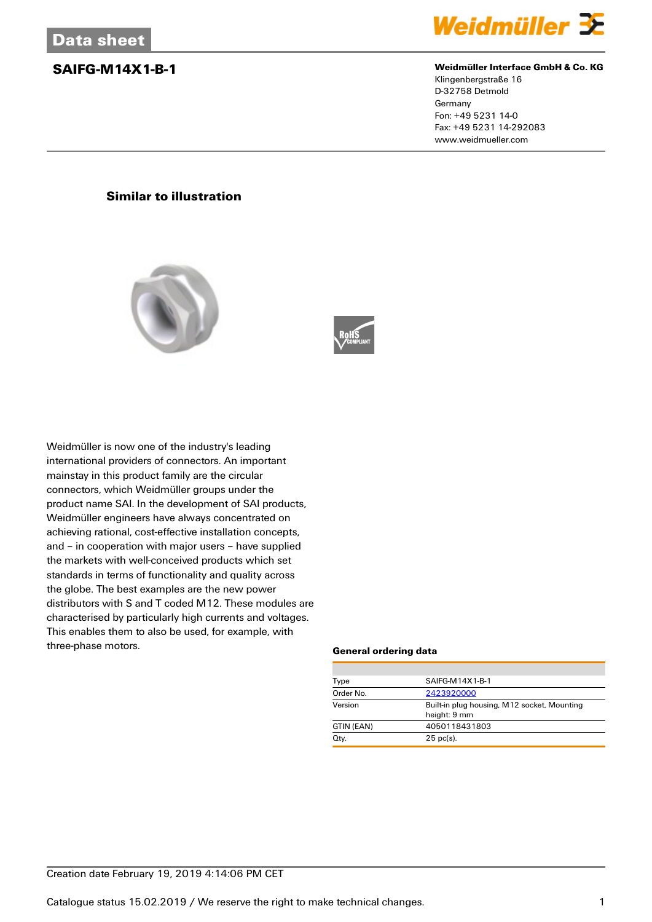Data sheet

# SAIFG-M14X1-B-1

**Weidmüller Interface GmbH & Co. KG**
Klingenbergstraße 16
D-32758 Detmold
Germany
Fon: +49 5231 14-0
Fax: +49 5231 14-292083
www.weidmueller.com

**Similar to illustration**

Weidmüller is now one of the industry's leading international providers of connectors. An important mainstay in this product family are the circular connectors, which Weidmüller groups under the product name SAI. In the development of SAI products, Weidmüller engineers have always concentrated on achieving rational, cost-effective installation concepts, and – in cooperation with major users – have supplied the markets with well-conceived products which set standards in terms of functionality and quality across the globe. The best examples are the new power distributors with S and T coded M12. These modules are characterised by particularly high currents and voltages. This enables them to also be used, for example, with three-phase motors.

### General ordering data

| | |
|---|---|
| Type | SAIFG-M14X1-B-1 |
| Order No. | 2423920000 |
| Version | Built-in plug housing, M12 socket, Mounting height: 9 mm |
| GTIN (EAN) | 4050118431803 |
| Qty. | 25 pc(s). |

Creation date February 19, 2019 4:14:06 PM CET

Catalogue status 15.02.2019 / We reserve the right to make technical changes.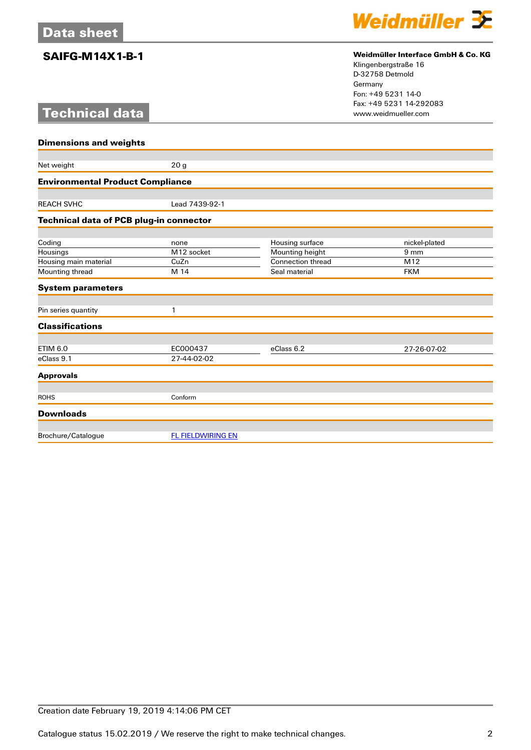# Data sheet

## SAIFG-M14X1-B-1

**Weidmüller Interface GmbH & Co. KG**
Klingenbergstraße 16
D-32758 Detmold
Germany
Fon: +49 5231 14-0
Fax: +49 5231 14-292083
www.weidmueller.com

# Technical data

### Dimensions and weights

| | |
|---|---|
| Net weight | 20 g |

### Environmental Product Compliance

| | |
|---|---|
| REACH SVHC | Lead 7439-92-1 |

### Technical data of PCB plug-in connector

| | | | |
|---|---|---|---|
| Coding | none | Housing surface | nickel-plated |
| Housings | M12 socket | Mounting height | 9 mm |
| Housing main material | CuZn | Connection thread | M12 |
| Mounting thread | M 14 | Seal material | FKM |

### System parameters

| | |
|---|---|
| Pin series quantity | 1 |

### Classifications

| | | | |
|---|---|---|---|
| ETIM 6.0 | EC000437 | eClass 6.2 | 27-26-07-02 |
| eClass 9.1 | 27-44-02-02 | | |

### Approvals

| | |
|---|---|
| ROHS | Conform |

### Downloads

| | |
|---|---|
| Brochure/Catalogue | FL FIELDWIRING EN |

Creation date February 19, 2019 4:14:06 PM CET

Catalogue status 15.02.2019 / We reserve the right to make technical changes.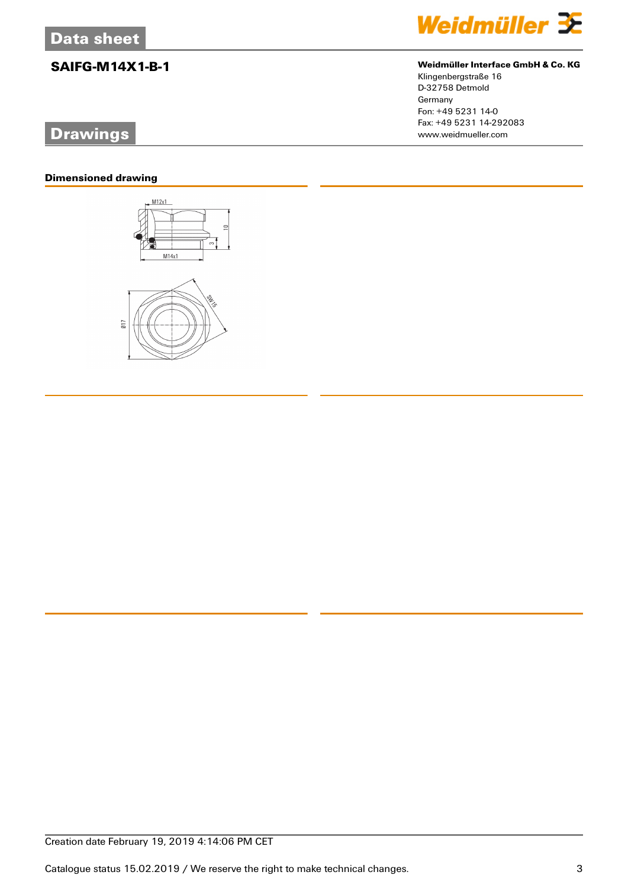## SAIFG-M14X1-B-1

**Weidmüller Interface GmbH & Co. KG**
Klingenbergstraße 16
D-32758 Detmold
Germany
Fon: +49 5231 14-0
Fax: +49 5231 14-292083
www.weidmueller.com

## Drawings

### Dimensioned drawing

M12x1
10
3
M14x1
Ø17
SW15

Creation date February 19, 2019 4:14:06 PM CET

Catalogue status 15.02.2019 / We reserve the right to make technical changes.